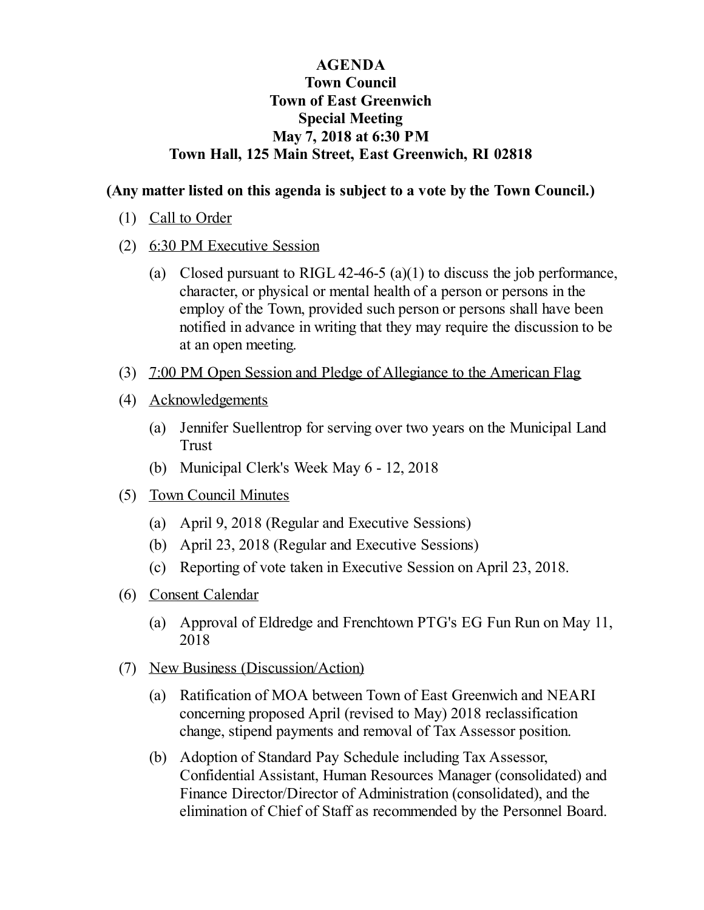# AGENDA
## Town Council
## Town of East Greenwich
## Special Meeting
## May 7, 2018 at 6:30 PM
## Town Hall, 125 Main Street, East Greenwich, RI 02818

**(Any matter listed on this agenda is subject to a vote by the Town Council.)**

(1) Call to Order

(2) 6:30 PM Executive Session

  (a) Closed pursuant to RIGL 42-46-5 (a)(1) to discuss the job performance, character, or physical or mental health of a person or persons in the employ of the Town, provided such person or persons shall have been notified in advance in writing that they may require the discussion to be at an open meeting.

(3) 7:00 PM Open Session and Pledge of Allegiance to the American Flag

(4) Acknowledgements

  (a) Jennifer Suellentrop for serving over two years on the Municipal Land Trust

  (b) Municipal Clerk's Week May 6 - 12, 2018

(5) Town Council Minutes

  (a) April 9, 2018 (Regular and Executive Sessions)

  (b) April 23, 2018 (Regular and Executive Sessions)

  (c) Reporting of vote taken in Executive Session on April 23, 2018.

(6) Consent Calendar

  (a) Approval of Eldredge and Frenchtown PTG's EG Fun Run on May 11, 2018

(7) New Business (Discussion/Action)

  (a) Ratification of MOA between Town of East Greenwich and NEARI concerning proposed April (revised to May) 2018 reclassification change, stipend payments and removal of Tax Assessor position.

  (b) Adoption of Standard Pay Schedule including Tax Assessor, Confidential Assistant, Human Resources Manager (consolidated) and Finance Director/Director of Administration (consolidated), and the elimination of Chief of Staff as recommended by the Personnel Board.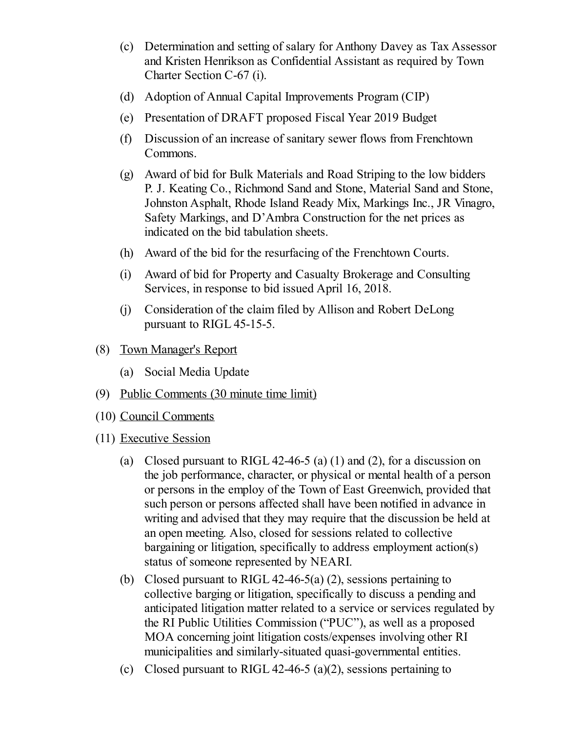(c) Determination and setting of salary for Anthony Davey as Tax Assessor and Kristen Henrikson as Confidential Assistant as required by Town Charter Section C-67 (i).

(d) Adoption of Annual Capital Improvements Program (CIP)

(e) Presentation of DRAFT proposed Fiscal Year 2019 Budget

(f) Discussion of an increase of sanitary sewer flows from Frenchtown Commons.

(g) Award of bid for Bulk Materials and Road Striping to the low bidders P. J. Keating Co., Richmond Sand and Stone, Material Sand and Stone, Johnston Asphalt, Rhode Island Ready Mix, Markings Inc., JR Vinagro, Safety Markings, and D'Ambra Construction for the net prices as indicated on the bid tabulation sheets.

(h) Award of the bid for the resurfacing of the Frenchtown Courts.

(i) Award of bid for Property and Casualty Brokerage and Consulting Services, in response to bid issued April 16, 2018.

(j) Consideration of the claim filed by Allison and Robert DeLong pursuant to RIGL 45-15-5.

(8) <u>Town Manager's Report</u>

(a) Social Media Update

(9) <u>Public Comments (30 minute time limit)</u>

(10) <u>Council Comments</u>

(11) <u>Executive Session</u>

(a) Closed pursuant to RIGL 42-46-5 (a) (1) and (2), for a discussion on the job performance, character, or physical or mental health of a person or persons in the employ of the Town of East Greenwich, provided that such person or persons affected shall have been notified in advance in writing and advised that they may require that the discussion be held at an open meeting. Also, closed for sessions related to collective bargaining or litigation, specifically to address employment action(s) status of someone represented by NEARI.

(b) Closed pursuant to RIGL 42-46-5(a) (2), sessions pertaining to collective barging or litigation, specifically to discuss a pending and anticipated litigation matter related to a service or services regulated by the RI Public Utilities Commission ("PUC"), as well as a proposed MOA concerning joint litigation costs/expenses involving other RI municipalities and similarly-situated quasi-governmental entities.

(c) Closed pursuant to RIGL 42-46-5 (a)(2), sessions pertaining to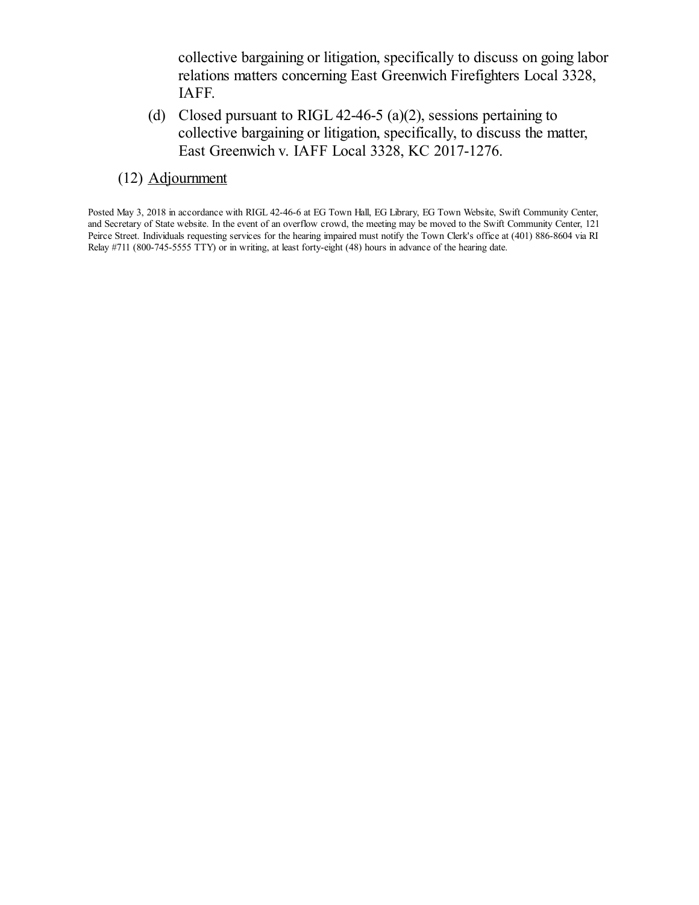collective bargaining or litigation, specifically to discuss on going labor relations matters concerning East Greenwich Firefighters Local 3328, IAFF.

(d) Closed pursuant to RIGL 42-46-5 (a)(2), sessions pertaining to collective bargaining or litigation, specifically, to discuss the matter, East Greenwich v. IAFF Local 3328, KC 2017-1276.

(12) Adjournment

Posted May 3, 2018 in accordance with RIGL 42-46-6 at EG Town Hall, EG Library, EG Town Website, Swift Community Center, and Secretary of State website. In the event of an overflow crowd, the meeting may be moved to the Swift Community Center, 121 Peirce Street. Individuals requesting services for the hearing impaired must notify the Town Clerk's office at (401) 886-8604 via RI Relay #711 (800-745-5555 TTY) or in writing, at least forty-eight (48) hours in advance of the hearing date.